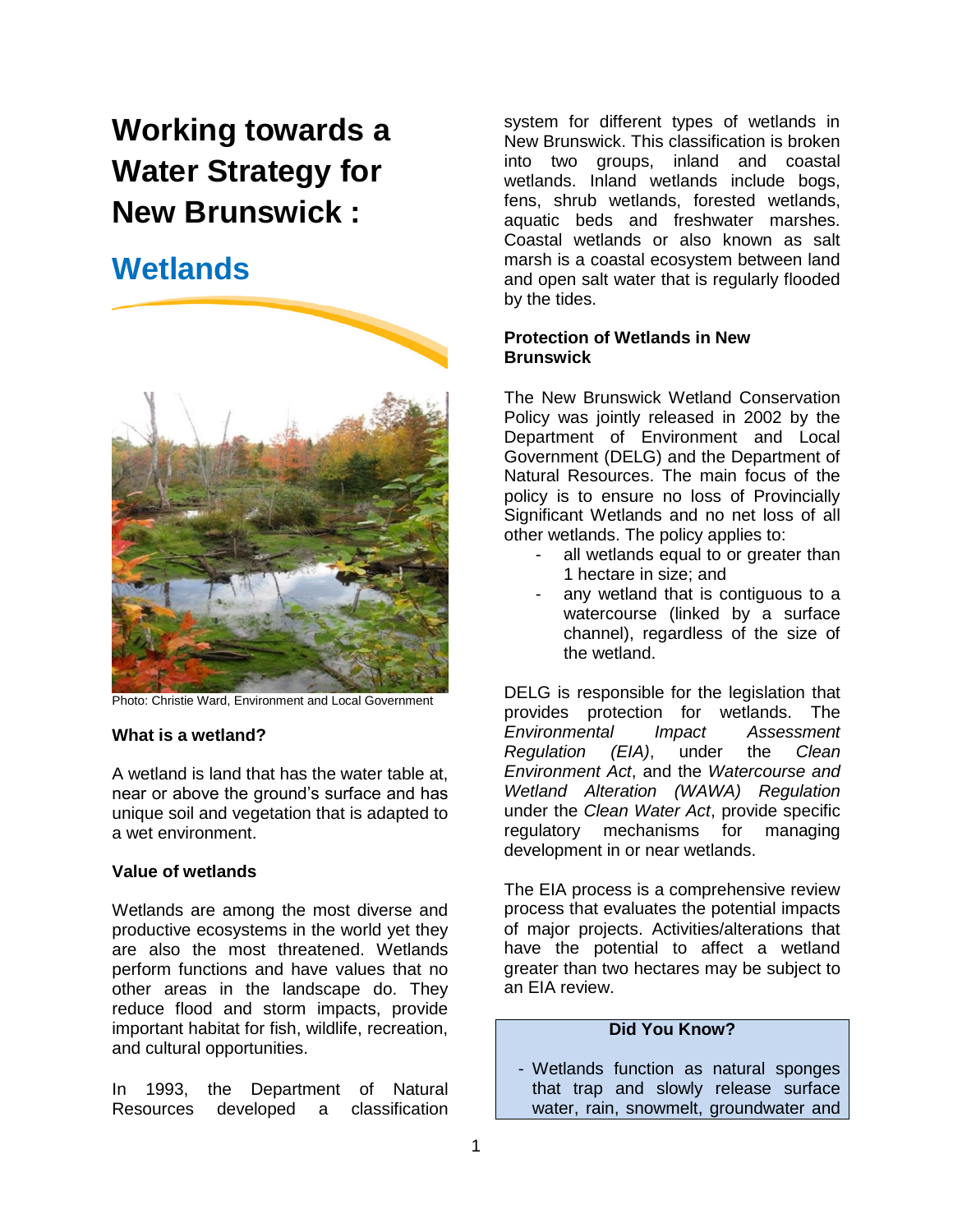# Working towards a Water Strategy for New Brunswick :

## Wetlands

Photo: Christie Ward, Environment and Local Government

### What is a wetland?

A wetland is land that has the water table at, near or above the ground's surface and has unique soil and vegetation that is adapted to a wet environment.

### Value of wetlands

Wetlands are among the most diverse and productive ecosystems in the world yet they are also the most threatened. Wetlands perform functions and have values that no other areas in the landscape do. They reduce flood and storm impacts, provide important habitat for fish, wildlife, recreation, and cultural opportunities.

In 1993, the Department of Natural Resources developed a classification system for different types of wetlands in New Brunswick. This classification is broken into two groups, inland and coastal wetlands. Inland wetlands include bogs, fens, shrub wetlands, forested wetlands, aquatic beds and freshwater marshes. Coastal wetlands or also known as salt marsh is a coastal ecosystem between land and open salt water that is regularly flooded by the tides.

### Protection of Wetlands in New Brunswick

The New Brunswick Wetland Conservation Policy was jointly released in 2002 by the Department of Environment and Local Government (DELG) and the Department of Natural Resources. The main focus of the policy is to ensure no loss of Provincially Significant Wetlands and no net loss of all other wetlands. The policy applies to:

- all wetlands equal to or greater than 1 hectare in size; and
- any wetland that is contiguous to a watercourse (linked by a surface channel), regardless of the size of the wetland.

DELG is responsible for the legislation that provides protection for wetlands. The *Environmental Impact Assessment Regulation (EIA)*, under the *Clean Environment Act*, and the *Watercourse and Wetland Alteration (WAWA) Regulation* under the *Clean Water Act*, provide specific regulatory mechanisms for managing development in or near wetlands.

The EIA process is a comprehensive review process that evaluates the potential impacts of major projects. Activities/alterations that have the potential to affect a wetland greater than two hectares may be subject to an EIA review.

**Did You Know?**

- Wetlands function as natural sponges that trap and slowly release surface water, rain, snowmelt, groundwater and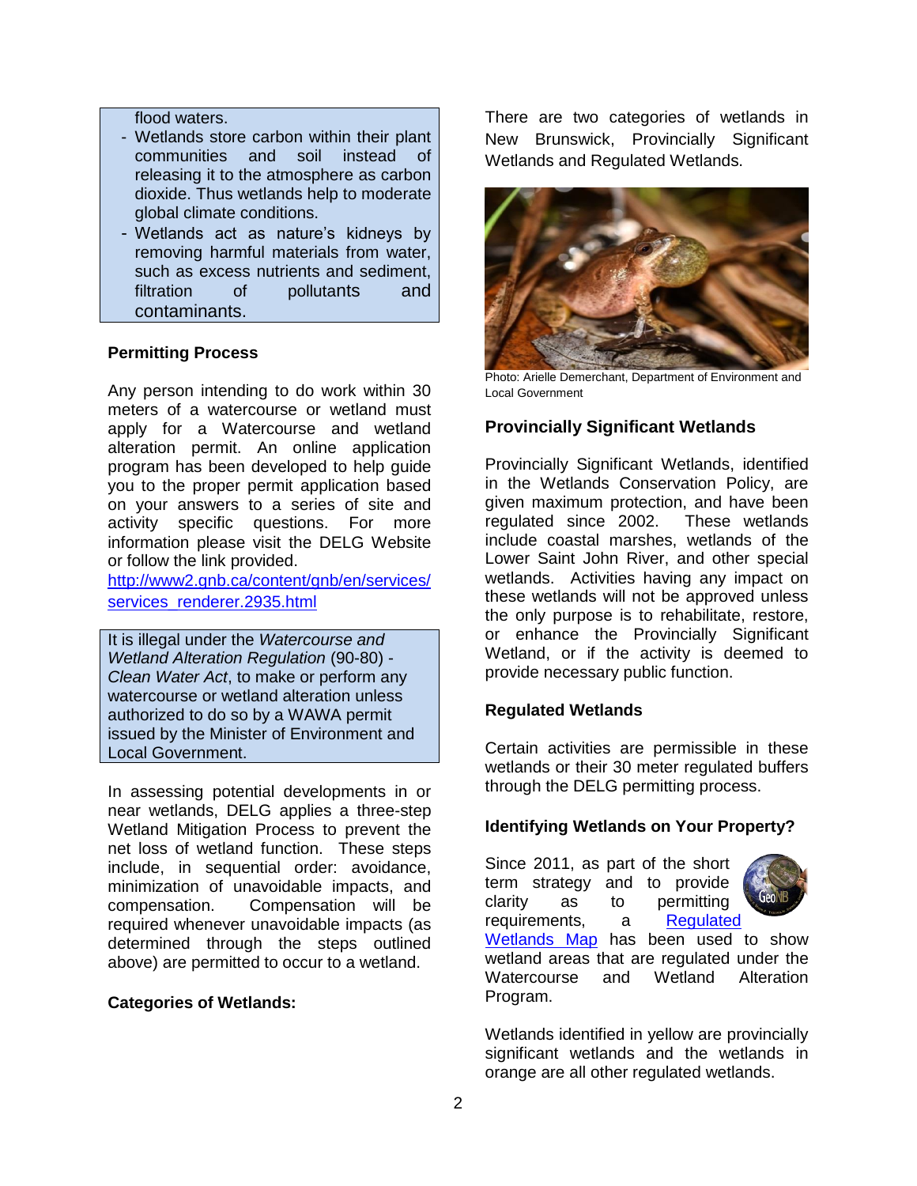flood waters.

- Wetlands store carbon within their plant communities and soil instead of releasing it to the atmosphere as carbon dioxide. Thus wetlands help to moderate global climate conditions.
- Wetlands act as nature's kidneys by removing harmful materials from water, such as excess nutrients and sediment, filtration of pollutants and contaminants.

**Permitting Process**

Any person intending to do work within 30 meters of a watercourse or wetland must apply for a Watercourse and wetland alteration permit. An online application program has been developed to help guide you to the proper permit application based on your answers to a series of site and activity specific questions. For more information please visit the DELG Website or follow the link provided.
[http://www2.gnb.ca/content/gnb/en/services/services_renderer.2935.html](http://www2.gnb.ca/content/gnb/en/services/services_renderer.2935.html)

It is illegal under the *Watercourse and Wetland Alteration Regulation* (90-80) - *Clean Water Act*, to make or perform any watercourse or wetland alteration unless authorized to do so by a WAWA permit issued by the Minister of Environment and Local Government.

In assessing potential developments in or near wetlands, DELG applies a three-step Wetland Mitigation Process to prevent the net loss of wetland function. These steps include, in sequential order: avoidance, minimization of unavoidable impacts, and compensation. Compensation will be required whenever unavoidable impacts (as determined through the steps outlined above) are permitted to occur to a wetland.

**Categories of Wetlands:**

There are two categories of wetlands in New Brunswick, Provincially Significant Wetlands and Regulated Wetlands.

Photo: Arielle Demerchant, Department of Environment and Local Government

**Provincially Significant Wetlands**

Provincially Significant Wetlands, identified in the Wetlands Conservation Policy, are given maximum protection, and have been regulated since 2002. These wetlands include coastal marshes, wetlands of the Lower Saint John River, and other special wetlands. Activities having any impact on these wetlands will not be approved unless the only purpose is to rehabilitate, restore, or enhance the Provincially Significant Wetland, or if the activity is deemed to provide necessary public function.

**Regulated Wetlands**

Certain activities are permissible in these wetlands or their 30 meter regulated buffers through the DELG permitting process.

**Identifying Wetlands on Your Property?**

Since 2011, as part of the short term strategy and to provide clarity as to permitting requirements, a Regulated Wetlands Map has been used to show wetland areas that are regulated under the Watercourse and Wetland Alteration Program.

Wetlands identified in yellow are provincially significant wetlands and the wetlands in orange are all other regulated wetlands.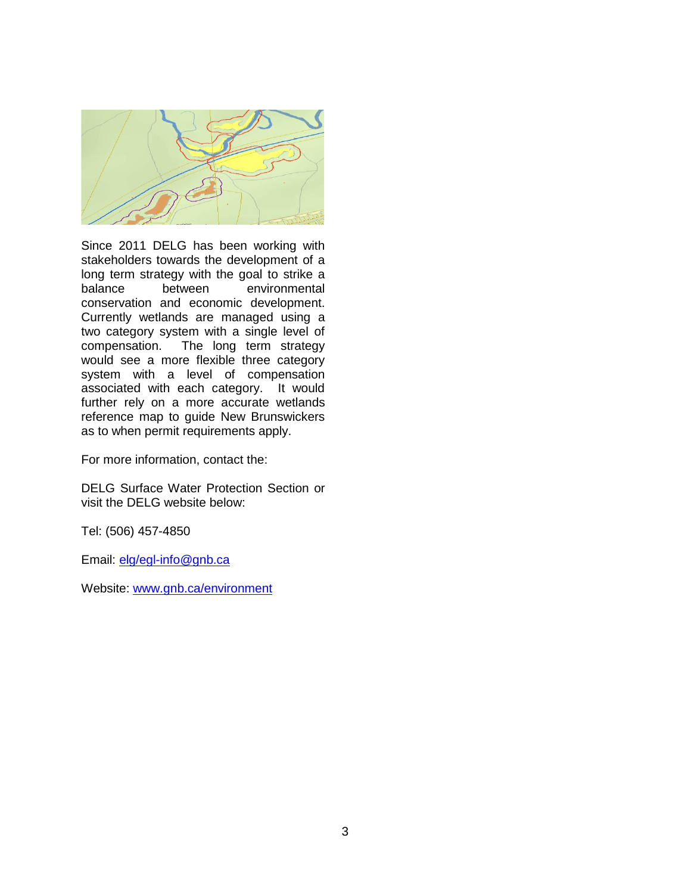Since 2011 DELG has been working with stakeholders towards the development of a long term strategy with the goal to strike a balance between environmental conservation and economic development. Currently wetlands are managed using a two category system with a single level of compensation. The long term strategy would see a more flexible three category system with a level of compensation associated with each category. It would further rely on a more accurate wetlands reference map to guide New Brunswickers as to when permit requirements apply.

For more information, contact the:

DELG Surface Water Protection Section or visit the DELG website below:

Tel: (506) 457-4850

Email: elg/egl-info@gnb.ca

Website: www.gnb.ca/environment